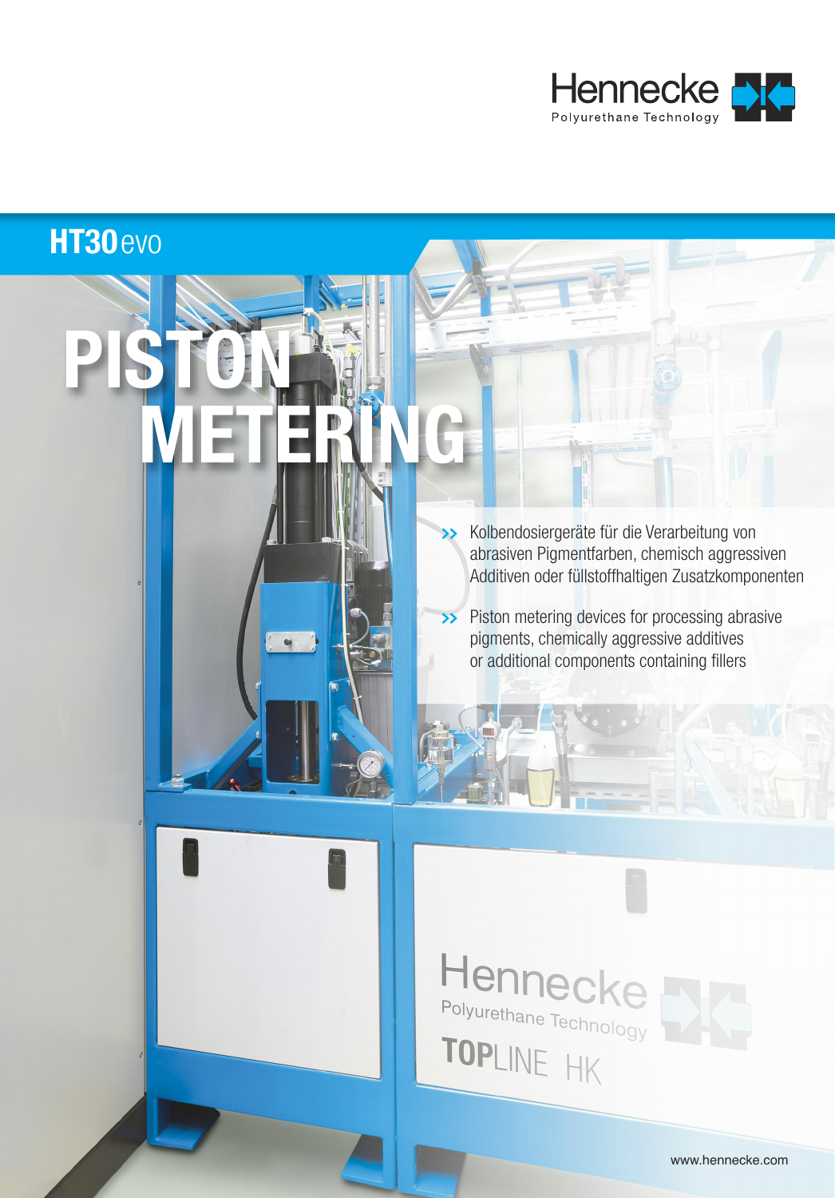Hennecke
Polyurethane Technology

**HT30** evo

# PISTON METERING

- Kolbendosiergeräte für die Verarbeitung von abrasiven Pigmentfarben, chemisch aggressiven Additiven oder füllstoffhaltigen Zusatzkomponenten
- Piston metering devices for processing abrasive pigments, chemically aggressive additives or additional components containing fillers

www.hennecke.com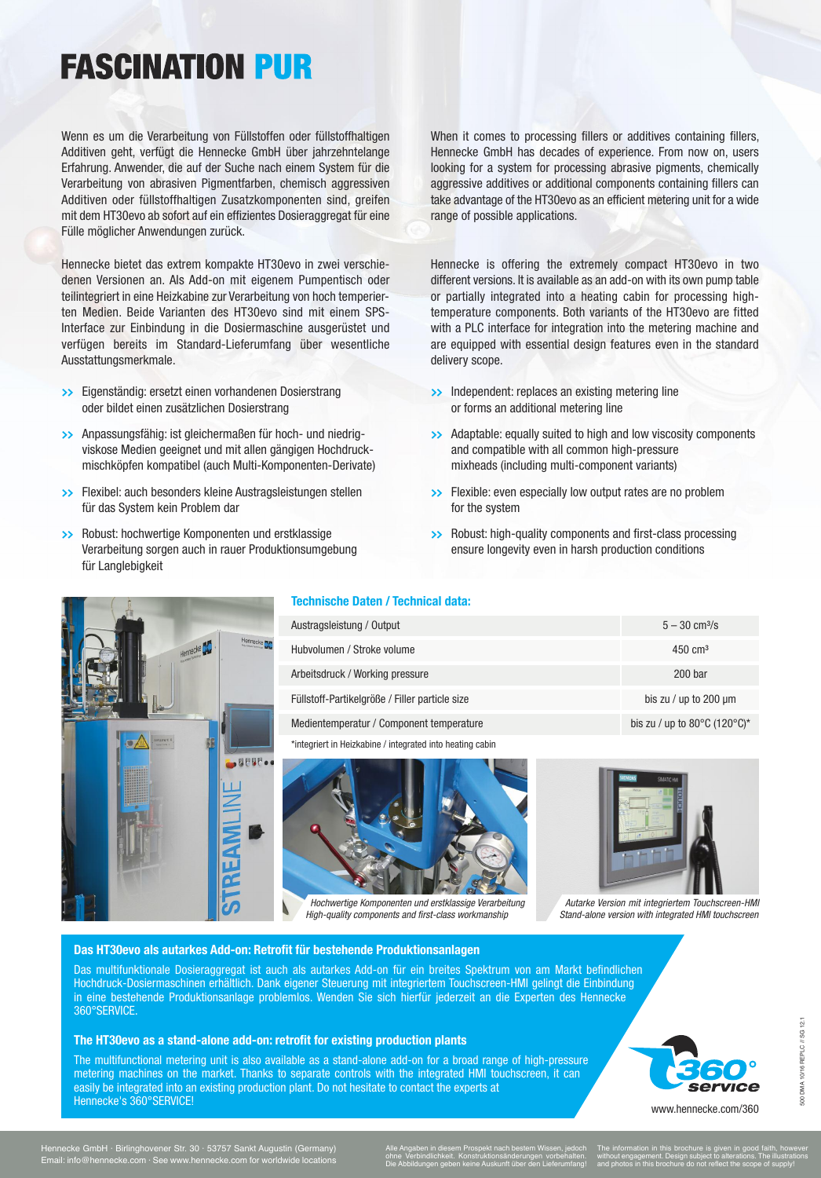# FASCINATION PUR

Wenn es um die Verarbeitung von Füllstoffen oder füllstoffhaltigen Additiven geht, verfügt die Hennecke GmbH über jahrzehntelange Erfahrung. Anwender, die auf der Suche nach einem System für die Verarbeitung von abrasiven Pigmentfarben, chemisch aggressiven Additiven oder füllstoffhaltigen Zusatzkomponenten sind, greifen mit dem HT30evo ab sofort auf ein effizientes Dosieraggregat für eine Fülle möglicher Anwendungen zurück.

Hennecke bietet das extrem kompakte HT30evo in zwei verschiedenen Versionen an. Als Add-on mit eigenem Pumpentisch oder teilintegriert in eine Heizkabine zur Verarbeitung von hoch temperierten Medien. Beide Varianten des HT30evo sind mit einem SPS-Interface zur Einbindung in die Dosiermaschine ausgerüstet und verfügen bereits im Standard-Lieferumfang über wesentliche Ausstattungsmerkmale.

- Eigenständig: ersetzt einen vorhandenen Dosierstrang oder bildet einen zusätzlichen Dosierstrang
- Anpassungsfähig: ist gleichermaßen für hoch- und niedrigviskose Medien geeignet und mit allen gängigen Hochdruckmischköpfen kompatibel (auch Multi-Komponenten-Derivate)
- Flexibel: auch besonders kleine Austragsleistungen stellen für das System kein Problem dar
- Robust: hochwertige Komponenten und erstklassige Verarbeitung sorgen auch in rauer Produktionsumgebung für Langlebigkeit

When it comes to processing fillers or additives containing fillers, Hennecke GmbH has decades of experience. From now on, users looking for a system for processing abrasive pigments, chemically aggressive additives or additional components containing fillers can take advantage of the HT30evo as an efficient metering unit for a wide range of possible applications.

Hennecke is offering the extremely compact HT30evo in two different versions. It is available as an add-on with its own pump table or partially integrated into a heating cabin for processing high-temperature components. Both variants of the HT30evo are fitted with a PLC interface for integration into the metering machine and are equipped with essential design features even in the standard delivery scope.

- Independent: replaces an existing metering line or forms an additional metering line
- Adaptable: equally suited to high and low viscosity components and compatible with all common high-pressure mixheads (including multi-component variants)
- Flexible: even especially low output rates are no problem for the system
- Robust: high-quality components and first-class processing ensure longevity even in harsh production conditions

### Technische Daten / Technical data:

| | |
|---|---|
| Austragsleistung / Output | 5 – 30 cm³/s |
| Hubvolumen / Stroke volume | 450 cm³ |
| Arbeitsdruck / Working pressure | 200 bar |
| Füllstoff-Partikelgröße / Filler particle size | bis zu / up to 200 µm |
| Medientemperatur / Component temperature | bis zu / up to 80°C (120°C)* |

*integriert in Heizkabine / integrated into heating cabin

*Hochwertige Komponenten und erstklassige Verarbeitung*
*High-quality components and first-class workmanship*

*Autarke Version mit integriertem Touchscreen-HMI*
*Stand-alone version with integrated HMI touchscreen*

### Das HT30evo als autarkes Add-on: Retrofit für bestehende Produktionsanlagen

Das multifunktionale Dosieraggregat ist auch als autarkes Add-on für ein breites Spektrum von am Markt befindlichen Hochdruck-Dosiermaschinen erhältlich. Dank eigener Steuerung mit integriertem Touchscreen-HMI gelingt die Einbindung in eine bestehende Produktionsanlage problemlos. Wenden Sie sich hierfür jederzeit an die Experten des Hennecke 360°SERVICE.

### The HT30evo as a stand-alone add-on: retrofit for existing production plants

The multifunctional metering unit is also available as a stand-alone add-on for a broad range of high-pressure metering machines on the market. Thanks to separate controls with the integrated HMI touchscreen, it can easily be integrated into an existing production plant. Do not hesitate to contact the experts at Hennecke's 360°SERVICE!

360° service
www.hennecke.com/360

500 DMA 1016 REPLC // SG 12.1

Hennecke GmbH · Birlinghovener Str. 30 · 53757 Sankt Augustin (Germany)
Email: info@hennecke.com · See www.hennecke.com for worldwide locations

Alle Angaben in diesem Prospekt nach bestem Wissen, jedoch ohne Verbindlichkeit. Konstruktionsänderungen vorbehalten. Die Abbildungen geben keine Auskunft über den Lieferumfang!

The information in this brochure is given in good faith, however without engagement. Design subject to alterations. The illustrations and photos in this brochure do not reflect the scope of supply!